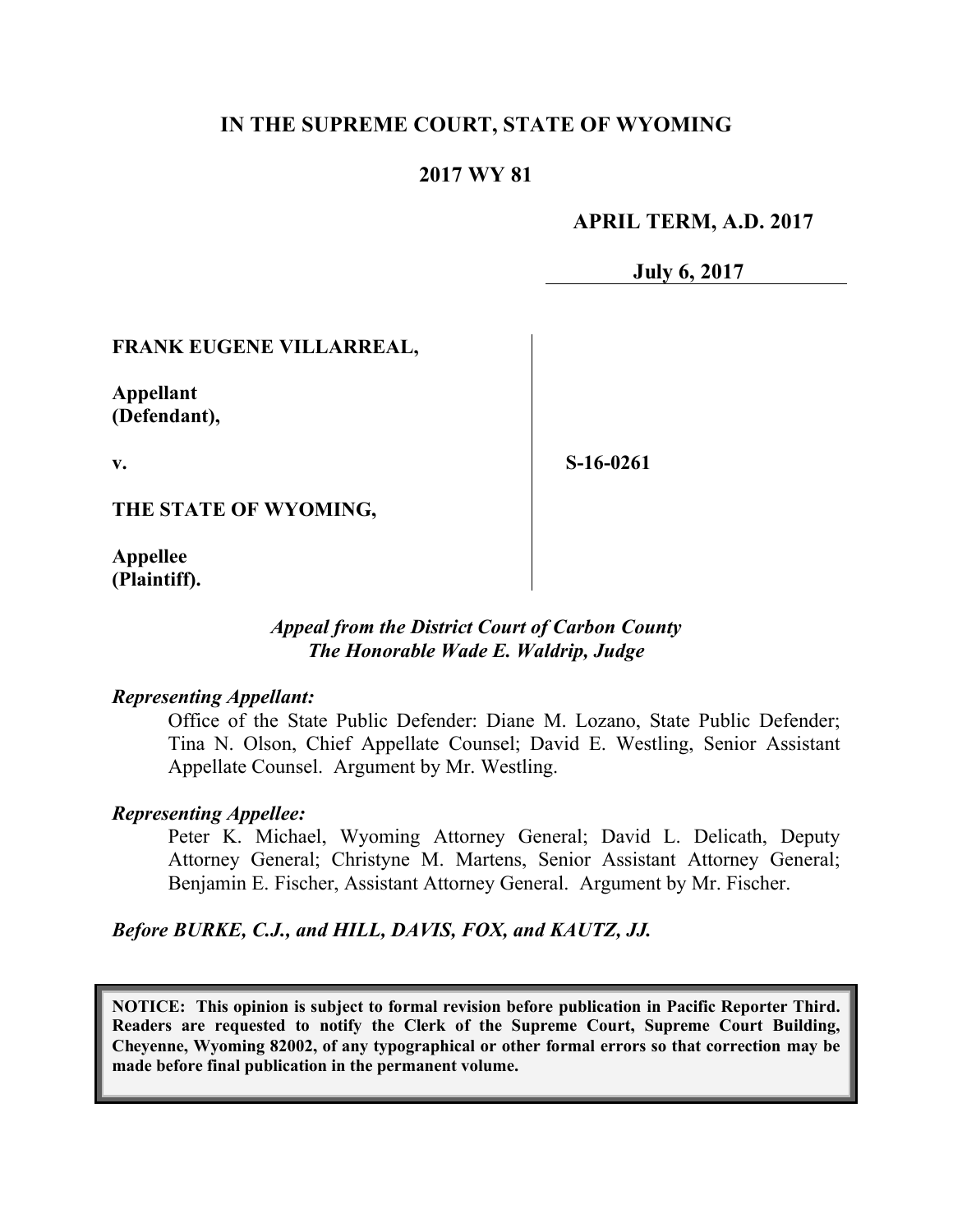# IN THE SUPREME COURT, STATE OF WYOMING

## 2017 WY 81

**APRIL TERM, A.D. 2017**

**July 6, 2017**

**FRANK EUGENE VILLARREAL,**

**Appellant (Defendant),**

**v.**

**S-16-0261**

**THE STATE OF WYOMING,**

**Appellee (Plaintiff).**

***Appeal from the District Court of Carbon County***
***The Honorable Wade E. Waldrip, Judge***

***Representing Appellant:***

Office of the State Public Defender: Diane M. Lozano, State Public Defender; Tina N. Olson, Chief Appellate Counsel; David E. Westling, Senior Assistant Appellate Counsel. Argument by Mr. Westling.

***Representing Appellee:***

Peter K. Michael, Wyoming Attorney General; David L. Delicath, Deputy Attorney General; Christyne M. Martens, Senior Assistant Attorney General; Benjamin E. Fischer, Assistant Attorney General. Argument by Mr. Fischer.

***Before BURKE, C.J., and HILL, DAVIS, FOX, and KAUTZ, JJ.***

**NOTICE: This opinion is subject to formal revision before publication in Pacific Reporter Third. Readers are requested to notify the Clerk of the Supreme Court, Supreme Court Building, Cheyenne, Wyoming 82002, of any typographical or other formal errors so that correction may be made before final publication in the permanent volume.**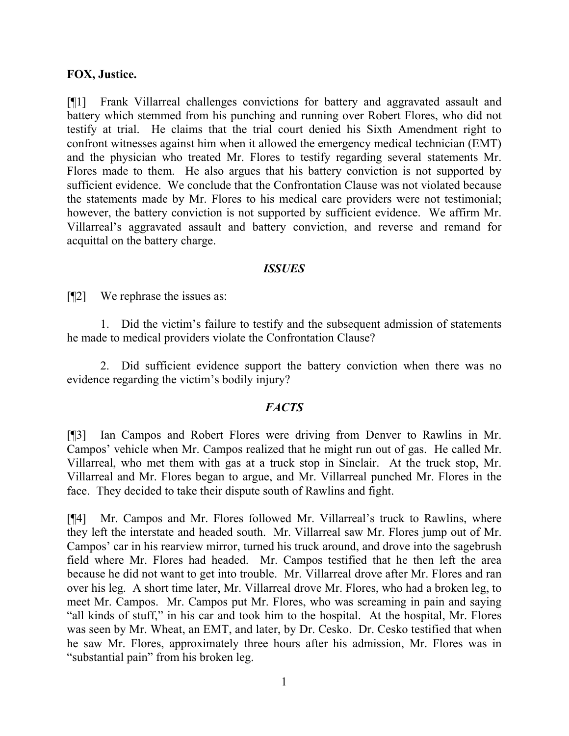**FOX, Justice.**

[¶1] Frank Villarreal challenges convictions for battery and aggravated assault and battery which stemmed from his punching and running over Robert Flores, who did not testify at trial. He claims that the trial court denied his Sixth Amendment right to confront witnesses against him when it allowed the emergency medical technician (EMT) and the physician who treated Mr. Flores to testify regarding several statements Mr. Flores made to them. He also argues that his battery conviction is not supported by sufficient evidence. We conclude that the Confrontation Clause was not violated because the statements made by Mr. Flores to his medical care providers were not testimonial; however, the battery conviction is not supported by sufficient evidence. We affirm Mr. Villarreal's aggravated assault and battery conviction, and reverse and remand for acquittal on the battery charge.

## *ISSUES*

[¶2] We rephrase the issues as:

1. Did the victim's failure to testify and the subsequent admission of statements he made to medical providers violate the Confrontation Clause?

2. Did sufficient evidence support the battery conviction when there was no evidence regarding the victim's bodily injury?

## *FACTS*

[¶3] Ian Campos and Robert Flores were driving from Denver to Rawlins in Mr. Campos' vehicle when Mr. Campos realized that he might run out of gas. He called Mr. Villarreal, who met them with gas at a truck stop in Sinclair. At the truck stop, Mr. Villarreal and Mr. Flores began to argue, and Mr. Villarreal punched Mr. Flores in the face. They decided to take their dispute south of Rawlins and fight.

[¶4] Mr. Campos and Mr. Flores followed Mr. Villarreal's truck to Rawlins, where they left the interstate and headed south. Mr. Villarreal saw Mr. Flores jump out of Mr. Campos' car in his rearview mirror, turned his truck around, and drove into the sagebrush field where Mr. Flores had headed. Mr. Campos testified that he then left the area because he did not want to get into trouble. Mr. Villarreal drove after Mr. Flores and ran over his leg. A short time later, Mr. Villarreal drove Mr. Flores, who had a broken leg, to meet Mr. Campos. Mr. Campos put Mr. Flores, who was screaming in pain and saying "all kinds of stuff," in his car and took him to the hospital. At the hospital, Mr. Flores was seen by Mr. Wheat, an EMT, and later, by Dr. Cesko. Dr. Cesko testified that when he saw Mr. Flores, approximately three hours after his admission, Mr. Flores was in "substantial pain" from his broken leg.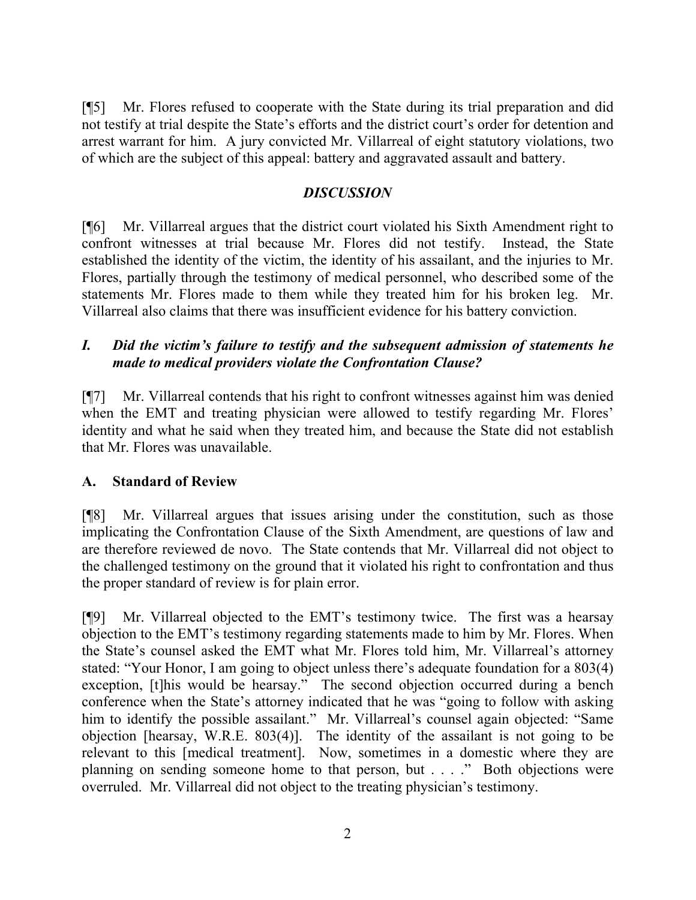[¶5] Mr. Flores refused to cooperate with the State during its trial preparation and did not testify at trial despite the State's efforts and the district court's order for detention and arrest warrant for him. A jury convicted Mr. Villarreal of eight statutory violations, two of which are the subject of this appeal: battery and aggravated assault and battery.

## *DISCUSSION*

[¶6] Mr. Villarreal argues that the district court violated his Sixth Amendment right to confront witnesses at trial because Mr. Flores did not testify. Instead, the State established the identity of the victim, the identity of his assailant, and the injuries to Mr. Flores, partially through the testimony of medical personnel, who described some of the statements Mr. Flores made to them while they treated him for his broken leg. Mr. Villarreal also claims that there was insufficient evidence for his battery conviction.

### *I. Did the victim's failure to testify and the subsequent admission of statements he made to medical providers violate the Confrontation Clause?*

[¶7] Mr. Villarreal contends that his right to confront witnesses against him was denied when the EMT and treating physician were allowed to testify regarding Mr. Flores' identity and what he said when they treated him, and because the State did not establish that Mr. Flores was unavailable.

### A. Standard of Review

[¶8] Mr. Villarreal argues that issues arising under the constitution, such as those implicating the Confrontation Clause of the Sixth Amendment, are questions of law and are therefore reviewed de novo. The State contends that Mr. Villarreal did not object to the challenged testimony on the ground that it violated his right to confrontation and thus the proper standard of review is for plain error.

[¶9] Mr. Villarreal objected to the EMT's testimony twice. The first was a hearsay objection to the EMT's testimony regarding statements made to him by Mr. Flores. When the State's counsel asked the EMT what Mr. Flores told him, Mr. Villarreal's attorney stated: "Your Honor, I am going to object unless there's adequate foundation for a 803(4) exception, [t]his would be hearsay." The second objection occurred during a bench conference when the State's attorney indicated that he was "going to follow with asking him to identify the possible assailant." Mr. Villarreal's counsel again objected: "Same objection [hearsay, W.R.E. 803(4)]. The identity of the assailant is not going to be relevant to this [medical treatment]. Now, sometimes in a domestic where they are planning on sending someone home to that person, but . . . ." Both objections were overruled. Mr. Villarreal did not object to the treating physician's testimony.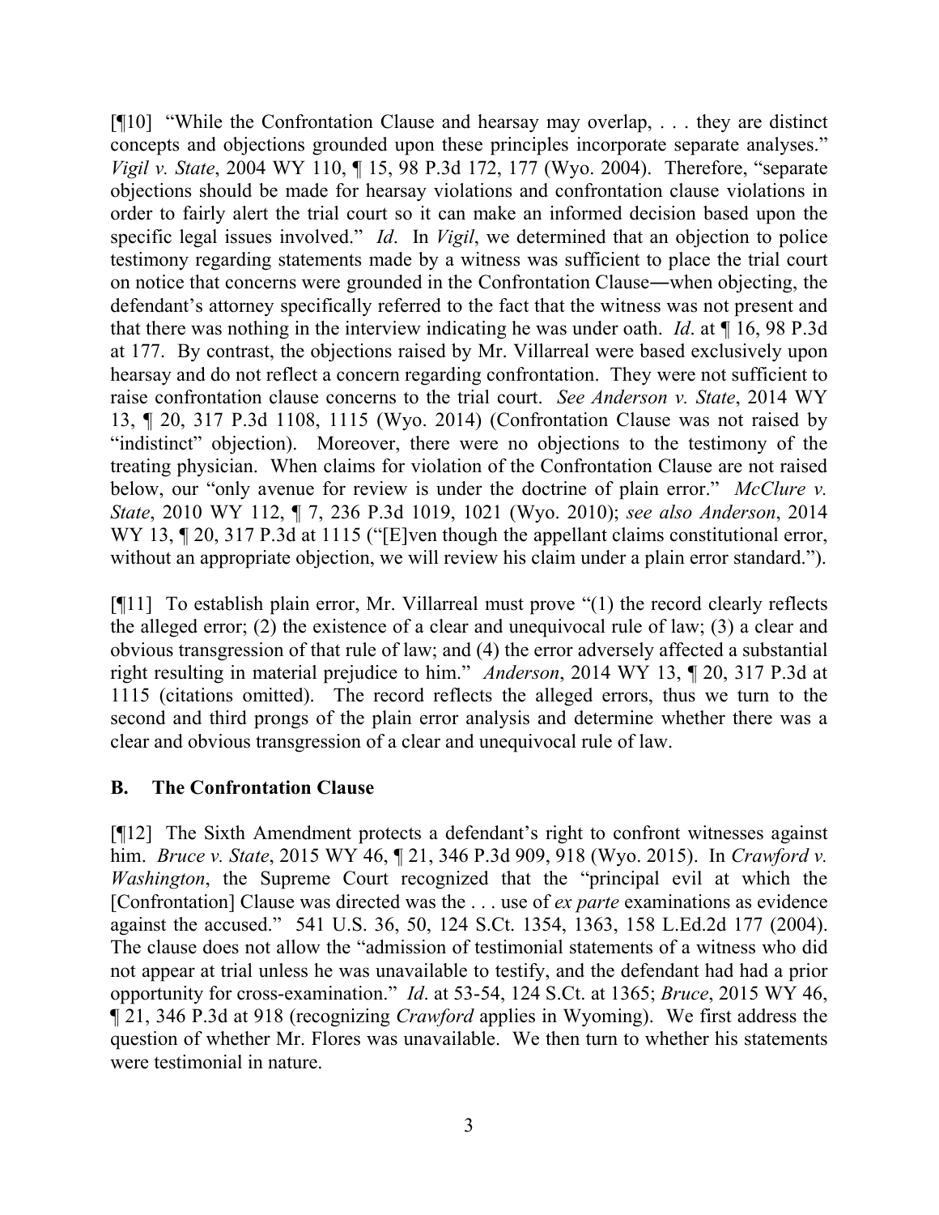[¶10] "While the Confrontation Clause and hearsay may overlap, . . . they are distinct concepts and objections grounded upon these principles incorporate separate analyses." *Vigil v. State*, 2004 WY 110, ¶ 15, 98 P.3d 172, 177 (Wyo. 2004). Therefore, "separate objections should be made for hearsay violations and confrontation clause violations in order to fairly alert the trial court so it can make an informed decision based upon the specific legal issues involved." *Id*. In *Vigil*, we determined that an objection to police testimony regarding statements made by a witness was sufficient to place the trial court on notice that concerns were grounded in the Confrontation Clause―when objecting, the defendant's attorney specifically referred to the fact that the witness was not present and that there was nothing in the interview indicating he was under oath. *Id*. at ¶ 16, 98 P.3d at 177. By contrast, the objections raised by Mr. Villarreal were based exclusively upon hearsay and do not reflect a concern regarding confrontation. They were not sufficient to raise confrontation clause concerns to the trial court. *See Anderson v. State*, 2014 WY 13, ¶ 20, 317 P.3d 1108, 1115 (Wyo. 2014) (Confrontation Clause was not raised by "indistinct" objection). Moreover, there were no objections to the testimony of the treating physician. When claims for violation of the Confrontation Clause are not raised below, our "only avenue for review is under the doctrine of plain error." *McClure v. State*, 2010 WY 112, ¶ 7, 236 P.3d 1019, 1021 (Wyo. 2010); *see also Anderson*, 2014 WY 13, ¶ 20, 317 P.3d at 1115 ("[E]ven though the appellant claims constitutional error, without an appropriate objection, we will review his claim under a plain error standard.").

[¶11] To establish plain error, Mr. Villarreal must prove "(1) the record clearly reflects the alleged error; (2) the existence of a clear and unequivocal rule of law; (3) a clear and obvious transgression of that rule of law; and (4) the error adversely affected a substantial right resulting in material prejudice to him." *Anderson*, 2014 WY 13, ¶ 20, 317 P.3d at 1115 (citations omitted). The record reflects the alleged errors, thus we turn to the second and third prongs of the plain error analysis and determine whether there was a clear and obvious transgression of a clear and unequivocal rule of law.

## B. The Confrontation Clause

[¶12] The Sixth Amendment protects a defendant's right to confront witnesses against him. *Bruce v. State*, 2015 WY 46, ¶ 21, 346 P.3d 909, 918 (Wyo. 2015). In *Crawford v. Washington*, the Supreme Court recognized that the "principal evil at which the [Confrontation] Clause was directed was the . . . use of *ex parte* examinations as evidence against the accused." 541 U.S. 36, 50, 124 S.Ct. 1354, 1363, 158 L.Ed.2d 177 (2004). The clause does not allow the "admission of testimonial statements of a witness who did not appear at trial unless he was unavailable to testify, and the defendant had had a prior opportunity for cross-examination." *Id*. at 53-54, 124 S.Ct. at 1365; *Bruce*, 2015 WY 46, ¶ 21, 346 P.3d at 918 (recognizing *Crawford* applies in Wyoming). We first address the question of whether Mr. Flores was unavailable. We then turn to whether his statements were testimonial in nature.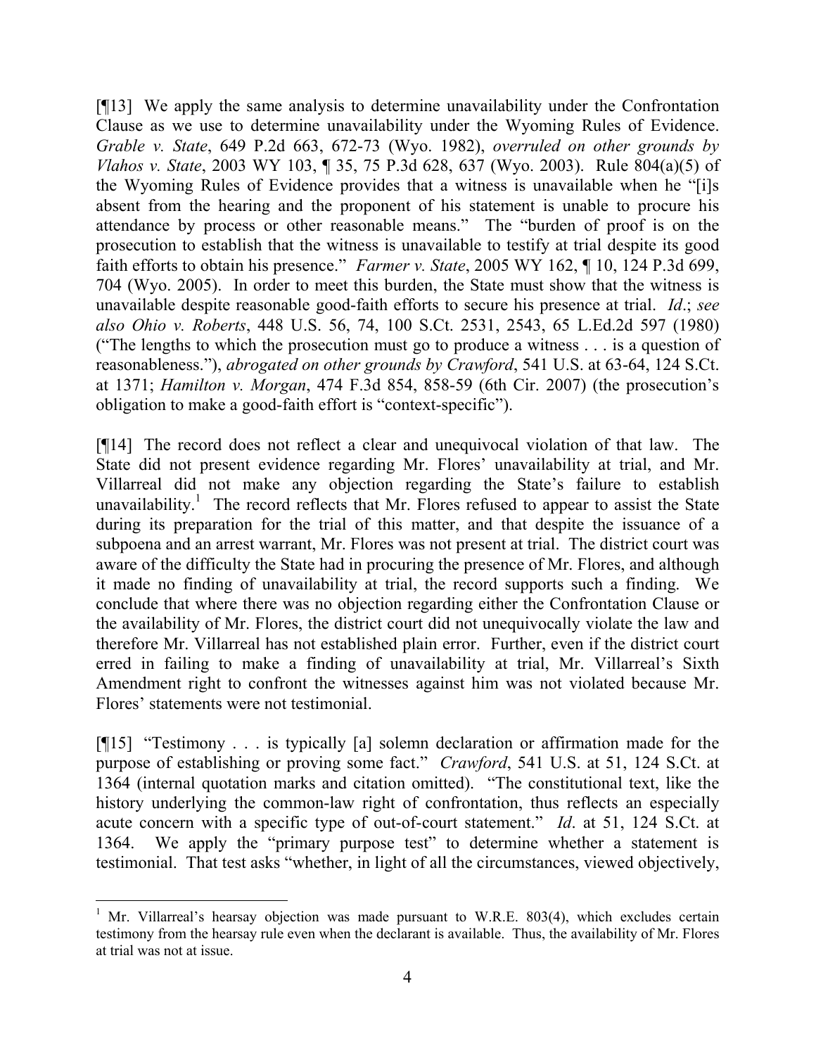[¶13] We apply the same analysis to determine unavailability under the Confrontation Clause as we use to determine unavailability under the Wyoming Rules of Evidence. *Grable v. State*, 649 P.2d 663, 672-73 (Wyo. 1982), *overruled on other grounds by Vlahos v. State*, 2003 WY 103, ¶ 35, 75 P.3d 628, 637 (Wyo. 2003). Rule 804(a)(5) of the Wyoming Rules of Evidence provides that a witness is unavailable when he "[i]s absent from the hearing and the proponent of his statement is unable to procure his attendance by process or other reasonable means." The "burden of proof is on the prosecution to establish that the witness is unavailable to testify at trial despite its good faith efforts to obtain his presence." *Farmer v. State*, 2005 WY 162, ¶ 10, 124 P.3d 699, 704 (Wyo. 2005). In order to meet this burden, the State must show that the witness is unavailable despite reasonable good-faith efforts to secure his presence at trial. *Id*.; *see also Ohio v. Roberts*, 448 U.S. 56, 74, 100 S.Ct. 2531, 2543, 65 L.Ed.2d 597 (1980) ("The lengths to which the prosecution must go to produce a witness . . . is a question of reasonableness."), *abrogated on other grounds by Crawford*, 541 U.S. at 63-64, 124 S.Ct. at 1371; *Hamilton v. Morgan*, 474 F.3d 854, 858-59 (6th Cir. 2007) (the prosecution's obligation to make a good-faith effort is "context-specific").

[¶14] The record does not reflect a clear and unequivocal violation of that law. The State did not present evidence regarding Mr. Flores' unavailability at trial, and Mr. Villarreal did not make any objection regarding the State's failure to establish unavailability.[1] The record reflects that Mr. Flores refused to appear to assist the State during its preparation for the trial of this matter, and that despite the issuance of a subpoena and an arrest warrant, Mr. Flores was not present at trial. The district court was aware of the difficulty the State had in procuring the presence of Mr. Flores, and although it made no finding of unavailability at trial, the record supports such a finding. We conclude that where there was no objection regarding either the Confrontation Clause or the availability of Mr. Flores, the district court did not unequivocally violate the law and therefore Mr. Villarreal has not established plain error. Further, even if the district court erred in failing to make a finding of unavailability at trial, Mr. Villarreal's Sixth Amendment right to confront the witnesses against him was not violated because Mr. Flores' statements were not testimonial.

[¶15] "Testimony . . . is typically [a] solemn declaration or affirmation made for the purpose of establishing or proving some fact." *Crawford*, 541 U.S. at 51, 124 S.Ct. at 1364 (internal quotation marks and citation omitted). "The constitutional text, like the history underlying the common-law right of confrontation, thus reflects an especially acute concern with a specific type of out-of-court statement." *Id*. at 51, 124 S.Ct. at 1364. We apply the "primary purpose test" to determine whether a statement is testimonial. That test asks "whether, in light of all the circumstances, viewed objectively,

---

[1] Mr. Villarreal's hearsay objection was made pursuant to W.R.E. 803(4), which excludes certain testimony from the hearsay rule even when the declarant is available. Thus, the availability of Mr. Flores at trial was not at issue.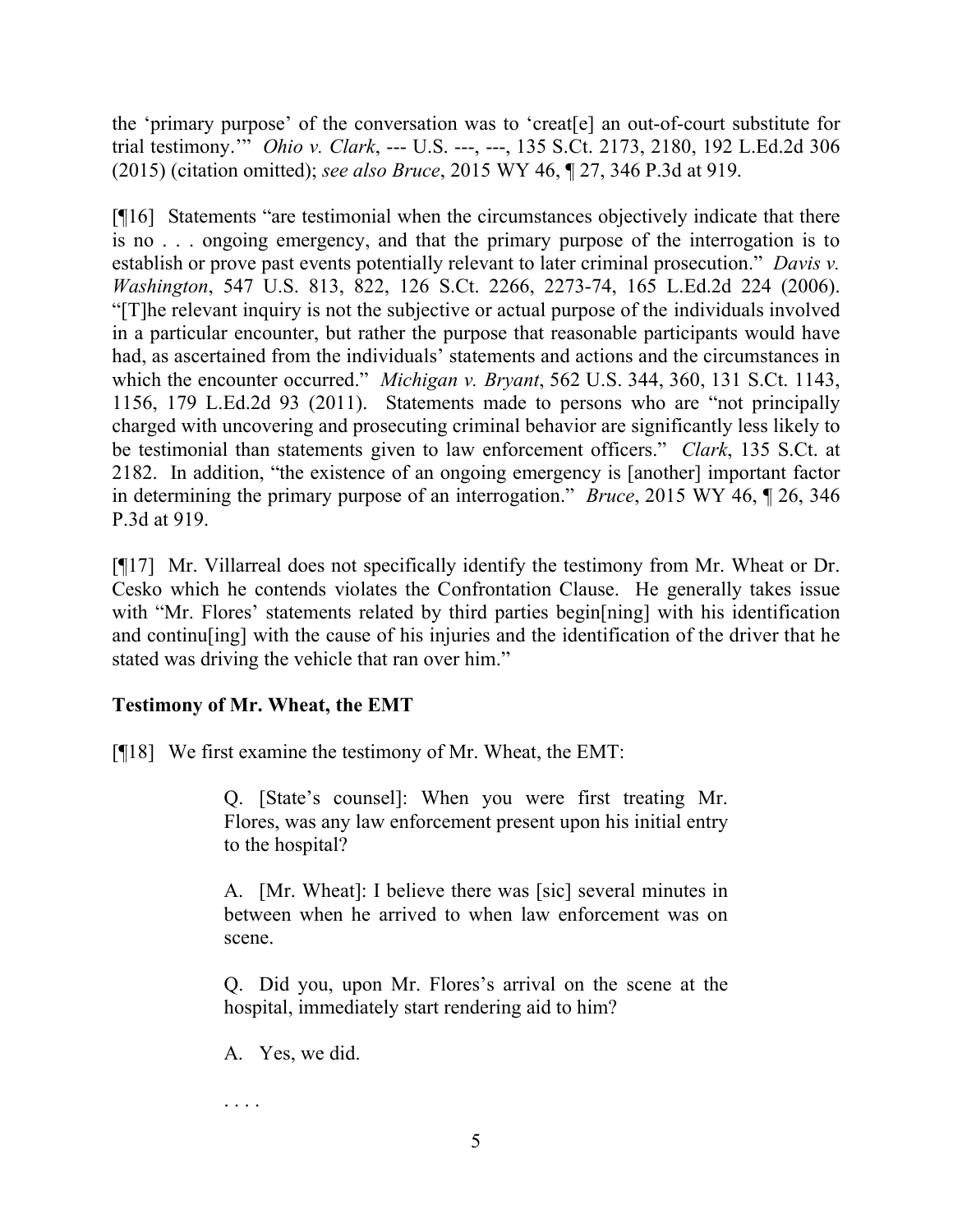the 'primary purpose' of the conversation was to 'creat[e] an out-of-court substitute for trial testimony.'" *Ohio v. Clark*, --- U.S. ---, ---, 135 S.Ct. 2173, 2180, 192 L.Ed.2d 306 (2015) (citation omitted); *see also Bruce*, 2015 WY 46, ¶ 27, 346 P.3d at 919.

[¶16] Statements "are testimonial when the circumstances objectively indicate that there is no . . . ongoing emergency, and that the primary purpose of the interrogation is to establish or prove past events potentially relevant to later criminal prosecution." *Davis v. Washington*, 547 U.S. 813, 822, 126 S.Ct. 2266, 2273-74, 165 L.Ed.2d 224 (2006). "[T]he relevant inquiry is not the subjective or actual purpose of the individuals involved in a particular encounter, but rather the purpose that reasonable participants would have had, as ascertained from the individuals' statements and actions and the circumstances in which the encounter occurred." *Michigan v. Bryant*, 562 U.S. 344, 360, 131 S.Ct. 1143, 1156, 179 L.Ed.2d 93 (2011). Statements made to persons who are "not principally charged with uncovering and prosecuting criminal behavior are significantly less likely to be testimonial than statements given to law enforcement officers." *Clark*, 135 S.Ct. at 2182. In addition, "the existence of an ongoing emergency is [another] important factor in determining the primary purpose of an interrogation." *Bruce*, 2015 WY 46, ¶ 26, 346 P.3d at 919.

[¶17] Mr. Villarreal does not specifically identify the testimony from Mr. Wheat or Dr. Cesko which he contends violates the Confrontation Clause. He generally takes issue with "Mr. Flores' statements related by third parties begin[ning] with his identification and continu[ing] with the cause of his injuries and the identification of the driver that he stated was driving the vehicle that ran over him."

**Testimony of Mr. Wheat, the EMT**

[¶18] We first examine the testimony of Mr. Wheat, the EMT:

> Q. [State's counsel]: When you were first treating Mr. Flores, was any law enforcement present upon his initial entry to the hospital?
>
> A. [Mr. Wheat]: I believe there was [sic] several minutes in between when he arrived to when law enforcement was on scene.
>
> Q. Did you, upon Mr. Flores's arrival on the scene at the hospital, immediately start rendering aid to him?
>
> A. Yes, we did.
>
> . . . .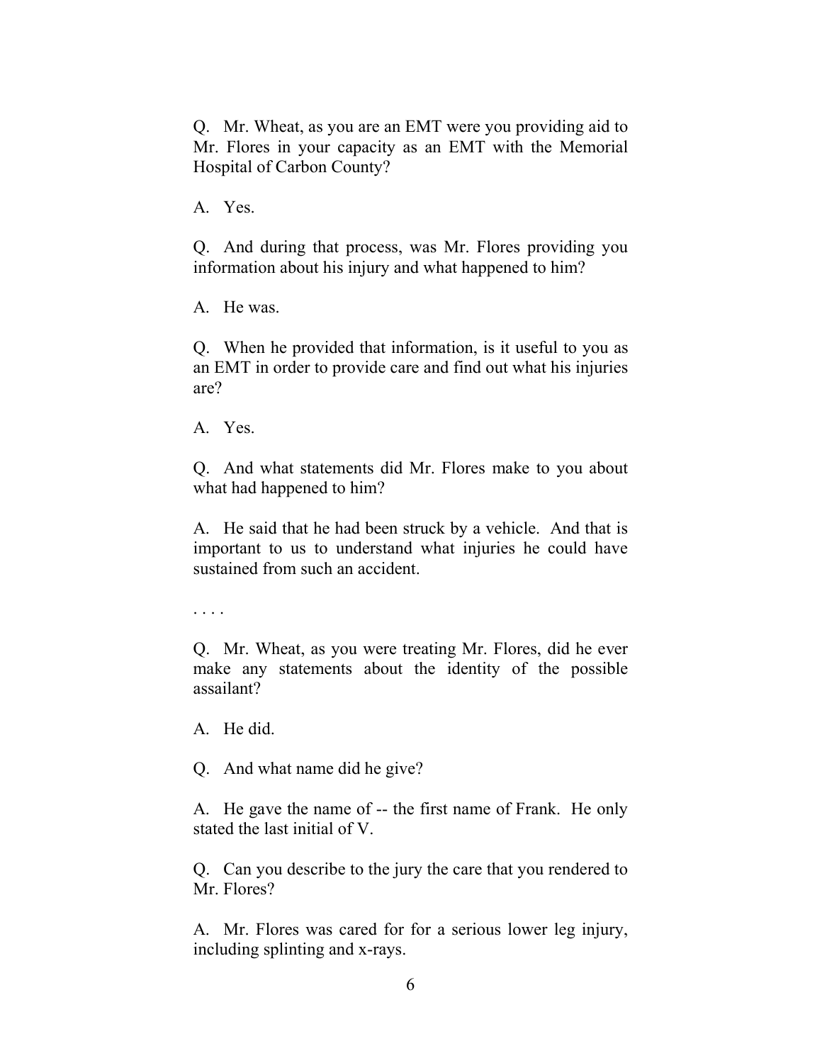Q. Mr. Wheat, as you are an EMT were you providing aid to Mr. Flores in your capacity as an EMT with the Memorial Hospital of Carbon County?

A. Yes.

Q. And during that process, was Mr. Flores providing you information about his injury and what happened to him?

A. He was.

Q. When he provided that information, is it useful to you as an EMT in order to provide care and find out what his injuries are?

A. Yes.

Q. And what statements did Mr. Flores make to you about what had happened to him?

A. He said that he had been struck by a vehicle. And that is important to us to understand what injuries he could have sustained from such an accident.

. . . .

Q. Mr. Wheat, as you were treating Mr. Flores, did he ever make any statements about the identity of the possible assailant?

A. He did.

Q. And what name did he give?

A. He gave the name of -- the first name of Frank. He only stated the last initial of V.

Q. Can you describe to the jury the care that you rendered to Mr. Flores?

A. Mr. Flores was cared for for a serious lower leg injury, including splinting and x-rays.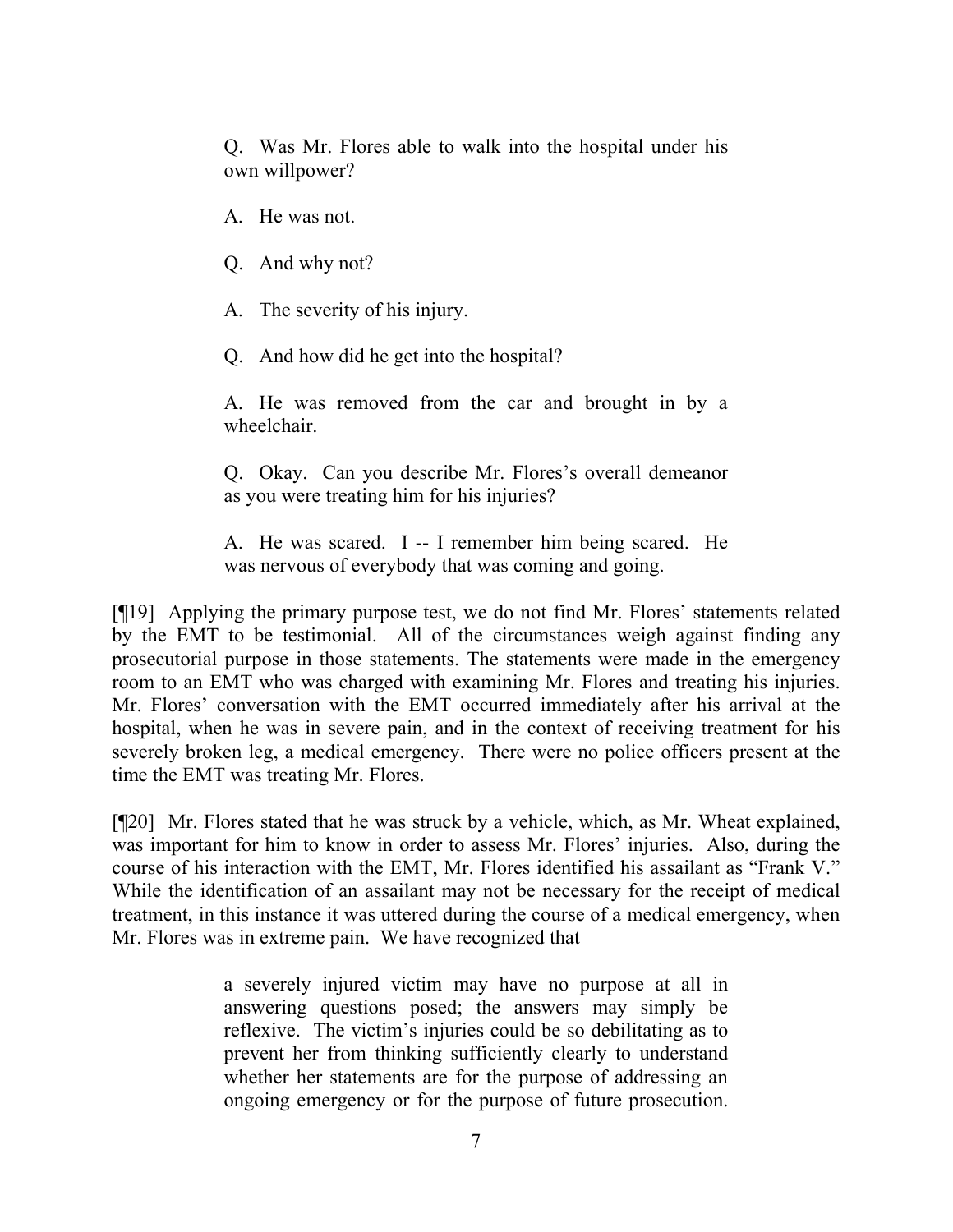> Q. Was Mr. Flores able to walk into the hospital under his own willpower?
>
> A. He was not.
>
> Q. And why not?
>
> A. The severity of his injury.
>
> Q. And how did he get into the hospital?
>
> A. He was removed from the car and brought in by a wheelchair.
>
> Q. Okay. Can you describe Mr. Flores's overall demeanor as you were treating him for his injuries?
>
> A. He was scared. I -- I remember him being scared. He was nervous of everybody that was coming and going.

[¶19] Applying the primary purpose test, we do not find Mr. Flores' statements related by the EMT to be testimonial. All of the circumstances weigh against finding any prosecutorial purpose in those statements. The statements were made in the emergency room to an EMT who was charged with examining Mr. Flores and treating his injuries. Mr. Flores' conversation with the EMT occurred immediately after his arrival at the hospital, when he was in severe pain, and in the context of receiving treatment for his severely broken leg, a medical emergency. There were no police officers present at the time the EMT was treating Mr. Flores.

[¶20] Mr. Flores stated that he was struck by a vehicle, which, as Mr. Wheat explained, was important for him to know in order to assess Mr. Flores' injuries. Also, during the course of his interaction with the EMT, Mr. Flores identified his assailant as "Frank V." While the identification of an assailant may not be necessary for the receipt of medical treatment, in this instance it was uttered during the course of a medical emergency, when Mr. Flores was in extreme pain. We have recognized that

> a severely injured victim may have no purpose at all in answering questions posed; the answers may simply be reflexive. The victim's injuries could be so debilitating as to prevent her from thinking sufficiently clearly to understand whether her statements are for the purpose of addressing an ongoing emergency or for the purpose of future prosecution.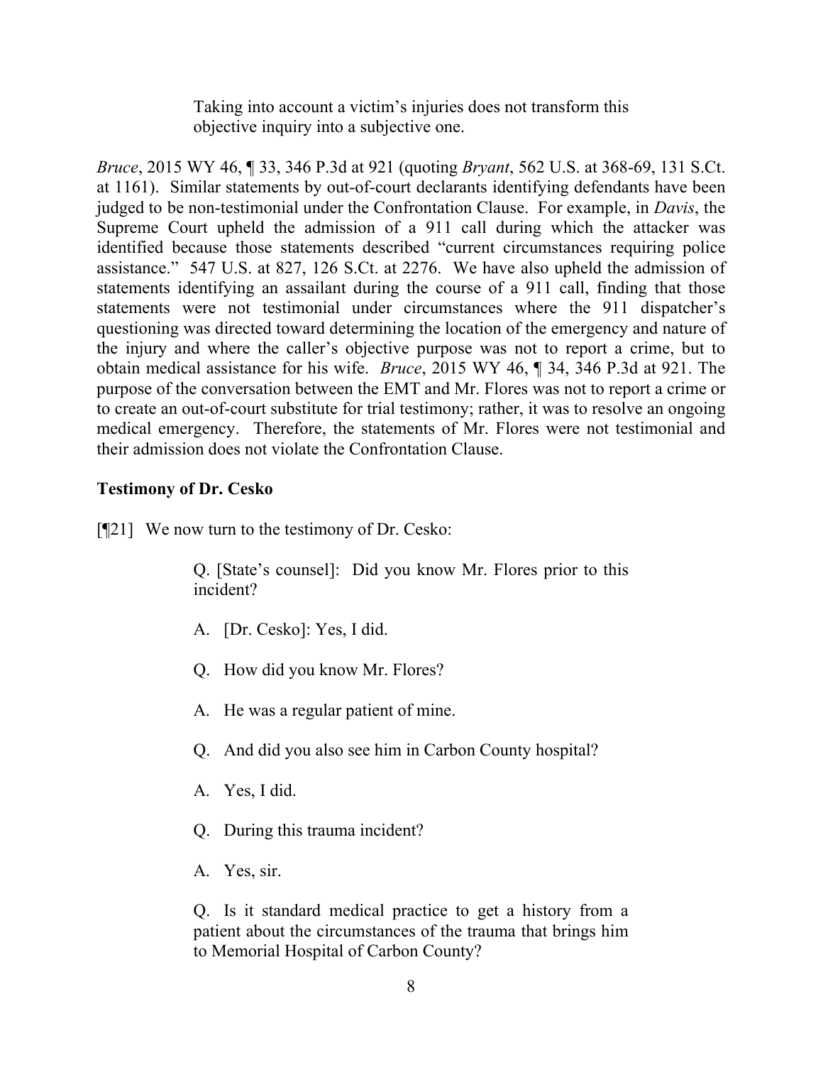> Taking into account a victim's injuries does not transform this objective inquiry into a subjective one.

*Bruce*, 2015 WY 46, ¶ 33, 346 P.3d at 921 (quoting *Bryant*, 562 U.S. at 368-69, 131 S.Ct. at 1161). Similar statements by out-of-court declarants identifying defendants have been judged to be non-testimonial under the Confrontation Clause. For example, in *Davis*, the Supreme Court upheld the admission of a 911 call during which the attacker was identified because those statements described "current circumstances requiring police assistance." 547 U.S. at 827, 126 S.Ct. at 2276. We have also upheld the admission of statements identifying an assailant during the course of a 911 call, finding that those statements were not testimonial under circumstances where the 911 dispatcher's questioning was directed toward determining the location of the emergency and nature of the injury and where the caller's objective purpose was not to report a crime, but to obtain medical assistance for his wife. *Bruce*, 2015 WY 46, ¶ 34, 346 P.3d at 921. The purpose of the conversation between the EMT and Mr. Flores was not to report a crime or to create an out-of-court substitute for trial testimony; rather, it was to resolve an ongoing medical emergency. Therefore, the statements of Mr. Flores were not testimonial and their admission does not violate the Confrontation Clause.

**Testimony of Dr. Cesko**

[¶21] We now turn to the testimony of Dr. Cesko:

> Q. [State's counsel]: Did you know Mr. Flores prior to this incident?
>
> A. [Dr. Cesko]: Yes, I did.
>
> Q. How did you know Mr. Flores?
>
> A. He was a regular patient of mine.
>
> Q. And did you also see him in Carbon County hospital?
>
> A. Yes, I did.
>
> Q. During this trauma incident?
>
> A. Yes, sir.
>
> Q. Is it standard medical practice to get a history from a patient about the circumstances of the trauma that brings him to Memorial Hospital of Carbon County?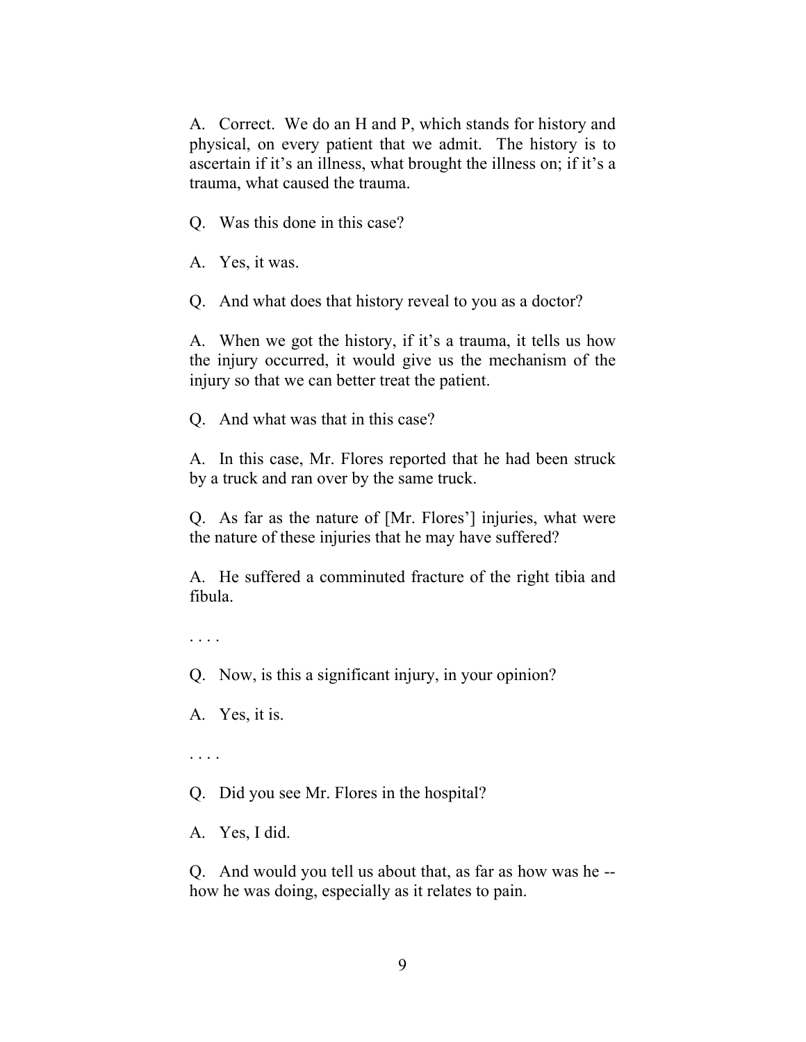A. Correct. We do an H and P, which stands for history and physical, on every patient that we admit. The history is to ascertain if it's an illness, what brought the illness on; if it's a trauma, what caused the trauma.

Q. Was this done in this case?

A. Yes, it was.

Q. And what does that history reveal to you as a doctor?

A. When we got the history, if it's a trauma, it tells us how the injury occurred, it would give us the mechanism of the injury so that we can better treat the patient.

Q. And what was that in this case?

A. In this case, Mr. Flores reported that he had been struck by a truck and ran over by the same truck.

Q. As far as the nature of [Mr. Flores'] injuries, what were the nature of these injuries that he may have suffered?

A. He suffered a comminuted fracture of the right tibia and fibula.

. . . .

Q. Now, is this a significant injury, in your opinion?

A. Yes, it is.

. . . .

Q. Did you see Mr. Flores in the hospital?

A. Yes, I did.

Q. And would you tell us about that, as far as how was he -- how he was doing, especially as it relates to pain.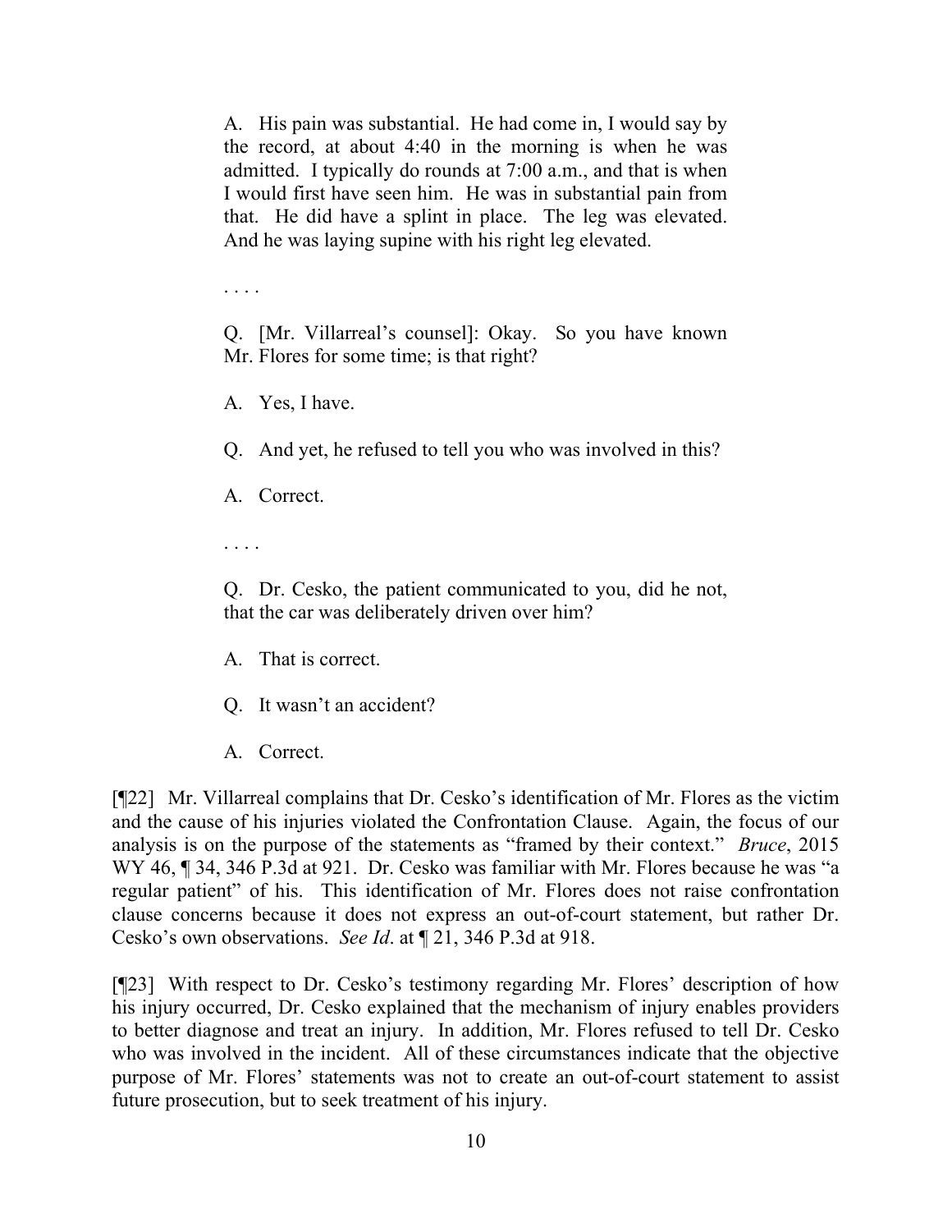> A. His pain was substantial. He had come in, I would say by the record, at about 4:40 in the morning is when he was admitted. I typically do rounds at 7:00 a.m., and that is when I would first have seen him. He was in substantial pain from that. He did have a splint in place. The leg was elevated. And he was laying supine with his right leg elevated.
>
> . . . .
>
> Q. [Mr. Villarreal's counsel]: Okay. So you have known Mr. Flores for some time; is that right?
>
> A. Yes, I have.
>
> Q. And yet, he refused to tell you who was involved in this?
>
> A. Correct.
>
> . . . .
>
> Q. Dr. Cesko, the patient communicated to you, did he not, that the car was deliberately driven over him?
>
> A. That is correct.
>
> Q. It wasn't an accident?
>
> A. Correct.

[¶22] Mr. Villarreal complains that Dr. Cesko's identification of Mr. Flores as the victim and the cause of his injuries violated the Confrontation Clause. Again, the focus of our analysis is on the purpose of the statements as "framed by their context." *Bruce*, 2015 WY 46, ¶ 34, 346 P.3d at 921. Dr. Cesko was familiar with Mr. Flores because he was "a regular patient" of his. This identification of Mr. Flores does not raise confrontation clause concerns because it does not express an out-of-court statement, but rather Dr. Cesko's own observations. *See Id*. at ¶ 21, 346 P.3d at 918.

[¶23] With respect to Dr. Cesko's testimony regarding Mr. Flores' description of how his injury occurred, Dr. Cesko explained that the mechanism of injury enables providers to better diagnose and treat an injury. In addition, Mr. Flores refused to tell Dr. Cesko who was involved in the incident. All of these circumstances indicate that the objective purpose of Mr. Flores' statements was not to create an out-of-court statement to assist future prosecution, but to seek treatment of his injury.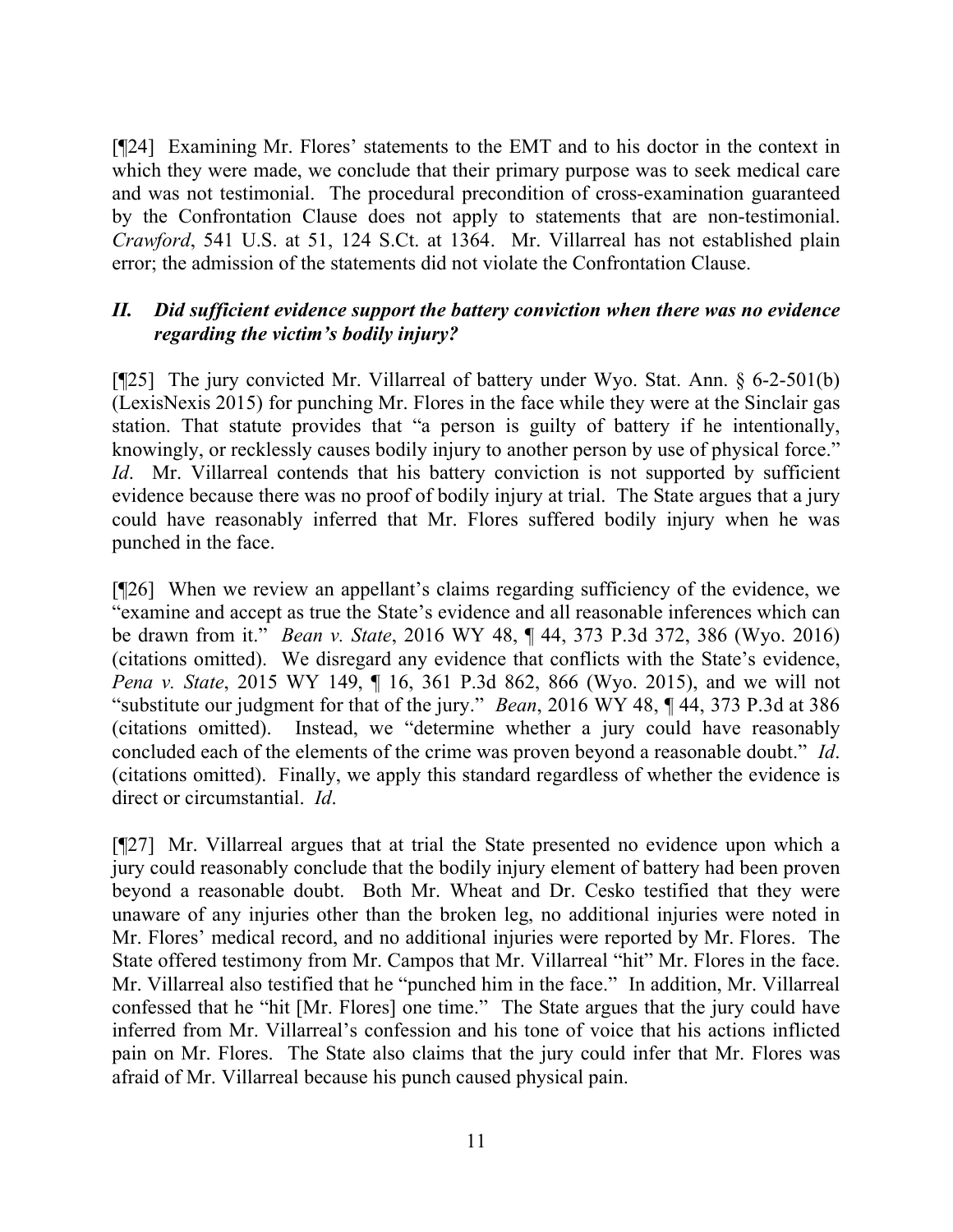[¶24] Examining Mr. Flores' statements to the EMT and to his doctor in the context in which they were made, we conclude that their primary purpose was to seek medical care and was not testimonial. The procedural precondition of cross-examination guaranteed by the Confrontation Clause does not apply to statements that are non-testimonial. *Crawford*, 541 U.S. at 51, 124 S.Ct. at 1364. Mr. Villarreal has not established plain error; the admission of the statements did not violate the Confrontation Clause.

### *II. Did sufficient evidence support the battery conviction when there was no evidence regarding the victim's bodily injury?*

[¶25] The jury convicted Mr. Villarreal of battery under Wyo. Stat. Ann. § 6-2-501(b) (LexisNexis 2015) for punching Mr. Flores in the face while they were at the Sinclair gas station. That statute provides that "a person is guilty of battery if he intentionally, knowingly, or recklessly causes bodily injury to another person by use of physical force." *Id*. Mr. Villarreal contends that his battery conviction is not supported by sufficient evidence because there was no proof of bodily injury at trial. The State argues that a jury could have reasonably inferred that Mr. Flores suffered bodily injury when he was punched in the face.

[¶26] When we review an appellant's claims regarding sufficiency of the evidence, we "examine and accept as true the State's evidence and all reasonable inferences which can be drawn from it." *Bean v. State*, 2016 WY 48, ¶ 44, 373 P.3d 372, 386 (Wyo. 2016) (citations omitted). We disregard any evidence that conflicts with the State's evidence, *Pena v. State*, 2015 WY 149, ¶ 16, 361 P.3d 862, 866 (Wyo. 2015), and we will not "substitute our judgment for that of the jury." *Bean*, 2016 WY 48, ¶ 44, 373 P.3d at 386 (citations omitted). Instead, we "determine whether a jury could have reasonably concluded each of the elements of the crime was proven beyond a reasonable doubt." *Id*. (citations omitted). Finally, we apply this standard regardless of whether the evidence is direct or circumstantial. *Id*.

[¶27] Mr. Villarreal argues that at trial the State presented no evidence upon which a jury could reasonably conclude that the bodily injury element of battery had been proven beyond a reasonable doubt. Both Mr. Wheat and Dr. Cesko testified that they were unaware of any injuries other than the broken leg, no additional injuries were noted in Mr. Flores' medical record, and no additional injuries were reported by Mr. Flores. The State offered testimony from Mr. Campos that Mr. Villarreal "hit" Mr. Flores in the face. Mr. Villarreal also testified that he "punched him in the face." In addition, Mr. Villarreal confessed that he "hit [Mr. Flores] one time." The State argues that the jury could have inferred from Mr. Villarreal's confession and his tone of voice that his actions inflicted pain on Mr. Flores. The State also claims that the jury could infer that Mr. Flores was afraid of Mr. Villarreal because his punch caused physical pain.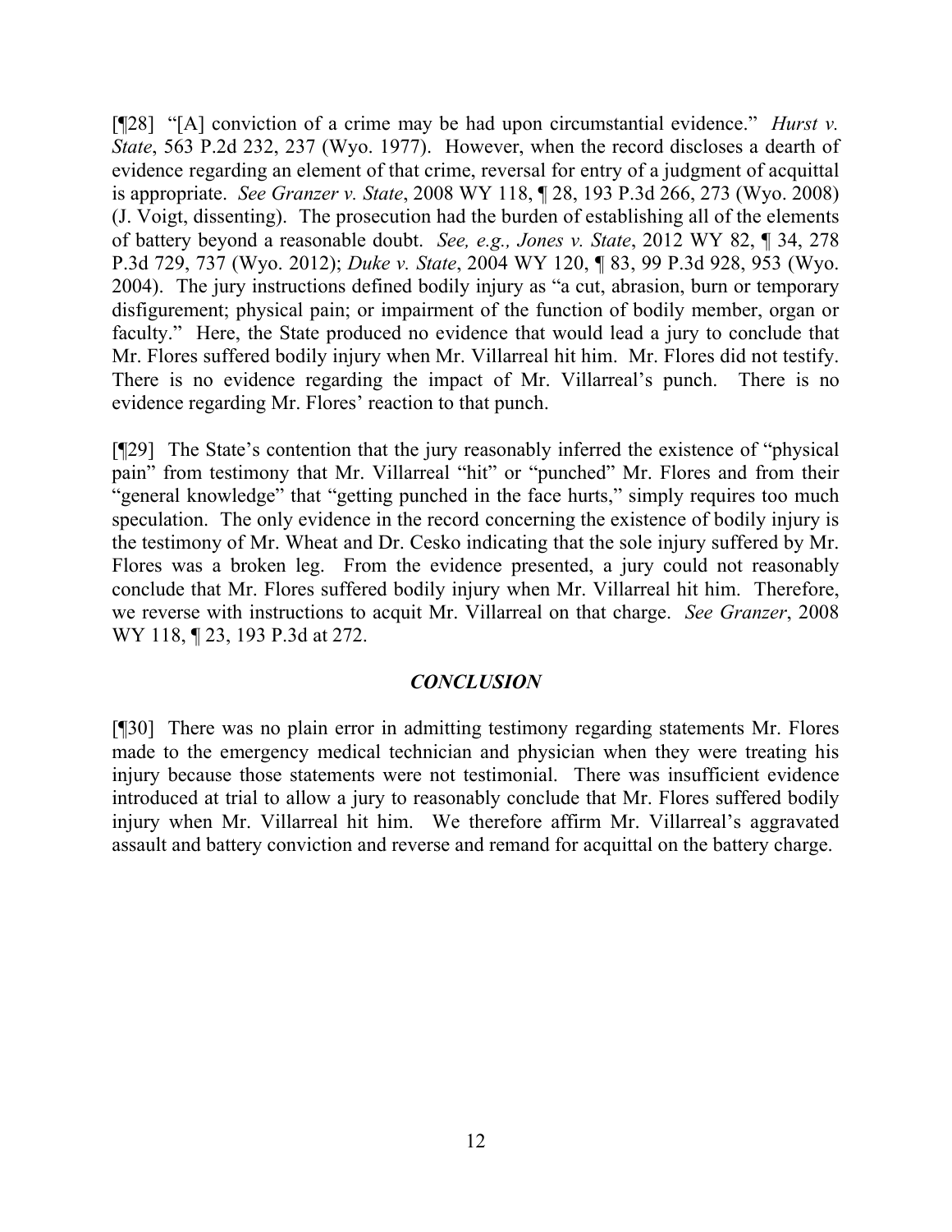[¶28] "[A] conviction of a crime may be had upon circumstantial evidence." *Hurst v. State*, 563 P.2d 232, 237 (Wyo. 1977). However, when the record discloses a dearth of evidence regarding an element of that crime, reversal for entry of a judgment of acquittal is appropriate. *See Granzer v. State*, 2008 WY 118, ¶ 28, 193 P.3d 266, 273 (Wyo. 2008) (J. Voigt, dissenting). The prosecution had the burden of establishing all of the elements of battery beyond a reasonable doubt. *See, e.g., Jones v. State*, 2012 WY 82, ¶ 34, 278 P.3d 729, 737 (Wyo. 2012); *Duke v. State*, 2004 WY 120, ¶ 83, 99 P.3d 928, 953 (Wyo. 2004). The jury instructions defined bodily injury as "a cut, abrasion, burn or temporary disfigurement; physical pain; or impairment of the function of bodily member, organ or faculty." Here, the State produced no evidence that would lead a jury to conclude that Mr. Flores suffered bodily injury when Mr. Villarreal hit him. Mr. Flores did not testify. There is no evidence regarding the impact of Mr. Villarreal's punch. There is no evidence regarding Mr. Flores' reaction to that punch.

[¶29] The State's contention that the jury reasonably inferred the existence of "physical pain" from testimony that Mr. Villarreal "hit" or "punched" Mr. Flores and from their "general knowledge" that "getting punched in the face hurts," simply requires too much speculation. The only evidence in the record concerning the existence of bodily injury is the testimony of Mr. Wheat and Dr. Cesko indicating that the sole injury suffered by Mr. Flores was a broken leg. From the evidence presented, a jury could not reasonably conclude that Mr. Flores suffered bodily injury when Mr. Villarreal hit him. Therefore, we reverse with instructions to acquit Mr. Villarreal on that charge. *See Granzer*, 2008 WY 118, ¶ 23, 193 P.3d at 272.

## ***CONCLUSION***

[¶30] There was no plain error in admitting testimony regarding statements Mr. Flores made to the emergency medical technician and physician when they were treating his injury because those statements were not testimonial. There was insufficient evidence introduced at trial to allow a jury to reasonably conclude that Mr. Flores suffered bodily injury when Mr. Villarreal hit him. We therefore affirm Mr. Villarreal's aggravated assault and battery conviction and reverse and remand for acquittal on the battery charge.